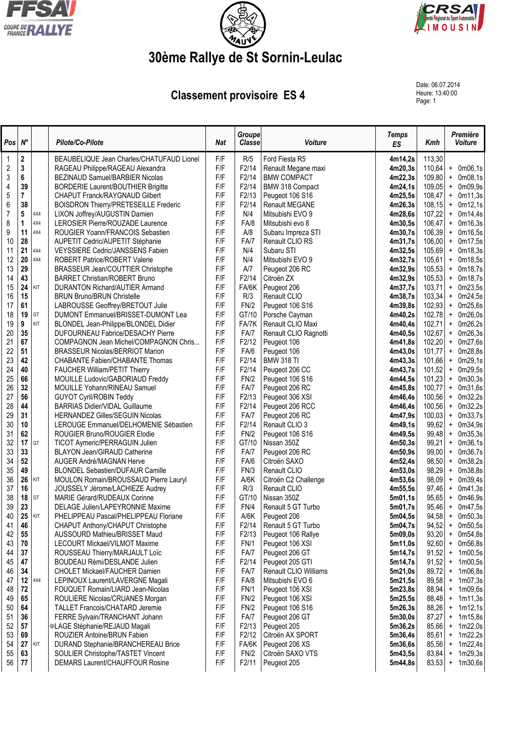# 30ème Rallye de St Sornin-Leulac

## Classement provisoire ES 4

Date: 06.07.2014
Heure: 13:40:00

| Pos | N° | | Pilote/Co-Pilote | Nat | Groupe Classe | Voiture | Temps ES | Kmh | Première Voiture |
|---|---|---|---|---|---|---|---|---|---|
| 1 | 2 | | BEAUBELIQUE Jean Charles/CHATUFAUD Lionel | F/F | R/5 | Ford Fiesta R5 | 4m14,2s | 113,30 | |
| 2 | 3 | | RAGEAU Philippe/RAGEAU Alexandra | F/F | F2/14 | Renault Megane maxi | 4m20,3s | 110,64 | + 0m06,1s |
| 3 | 6 | | BEZINAUD Samuel/BARBIER Nicolas | F/F | F2/14 | BMW COMPACT | 4m22,3s | 109,80 | + 0m08,1s |
| 4 | 39 | | BORDERIE Laurent/BOUTHIER Brigitte | F/F | F2/14 | BMW 318 Compact | 4m24,1s | 109,05 | + 0m09,9s |
| 5 | 7 | | CHAPUT Franck/RAYGNAUD Gilbert | F/F | F2/13 | Peugeot 106 S16 | 4m25,5s | 108,47 | + 0m11,3s |
| 6 | 38 | | BOISDRON Thierry/PRETESEILLE Frederic | F/F | F2/14 | Renault MEGANE | 4m26,3s | 108,15 | + 0m12,1s |
| 7 | 5 | 4X4 | LIXON Joffrey/AUGUSTIN Damien | F/F | N/4 | Mitsubishi EVO 9 | 4m28,6s | 107,22 | + 0m14,4s |
| 8 | 1 | 4X4 | LEROSIER Pierre/ROUZADE Laurence | F/F | FA/8 | Mitsubishi evo 8 | 4m30,5s | 106,47 | + 0m16,3s |
| 9 | 11 | 4X4 | ROUGIER Yoann/FRANCOIS Sebastien | F/F | A/8 | Subaru Impreza STI | 4m30,7s | 106,39 | + 0m16,5s |
| 10 | 28 | | AUPETIT Cedric/AUPETIT Stéphanie | F/F | FA/7 | Renault CLIO RS | 4m31,7s | 106,00 | + 0m17,5s |
| 11 | 21 | 4X4 | VEYSSIERE Cedric/JANSSENS Fabien | F/F | N/4 | Subaru STI | 4m32,5s | 105,69 | + 0m18,3s |
| 12 | 20 | 4X4 | ROBERT Patrice/ROBERT Valerie | F/F | N/4 | Mitsubishi EVO 9 | 4m32,7s | 105,61 | + 0m18,5s |
| 13 | 29 | | BRASSEUR Jean/COUTTIER Christophe | F/F | A/7 | Peugeot 206 RC | 4m32,9s | 105,53 | + 0m18,7s |
| 14 | 43 | | BARRET Christian/ROBERT Bruno | F/F | F2/14 | Citroën ZX | 4m32,9s | 105,53 | + 0m18,7s |
| 15 | 24 | KIT | DURANTON Richard/AUTIER Armand | F/F | FA/6K | Peugeot 206 | 4m37,7s | 103,71 | + 0m23,5s |
| 16 | 15 | | BRUN Bruno/BRUN Christelle | F/F | R/3 | Renault CLIO | 4m38,7s | 103,34 | + 0m24,5s |
| 17 | 61 | | LABROUSSE Geoffrey/BRETOUT Julie | F/F | FN/2 | Peugeot 106 S16 | 4m39,8s | 102,93 | + 0m25,6s |
| 18 | 19 | GT | DUMONT Emmanuel/BRISSET-DUMONT Lea | F/F | GT/10 | Porsche Cayman | 4m40,2s | 102,78 | + 0m26,0s |
| 19 | 9 | KIT | BLONDEL Jean-Philippe/BLONDEL Didier | F/F | FA/7K | Renault CLIO Maxi | 4m40,4s | 102,71 | + 0m26,2s |
| 20 | 35 | | DUFOURNEAU Fabrice/DESACHY Pierre | F/F | FA/7 | Renault CLIO Ragnotti | 4m40,5s | 102,67 | + 0m26,3s |
| 21 | 67 | | COMPAGNON Jean Michel/COMPAGNON Chris... | F/F | F2/12 | Peugeot 106 | 4m41,8s | 102,20 | + 0m27,6s |
| 22 | 51 | | BRASSEUR Nicolas/BERRIOT Marion | F/F | FA/6 | Peugeot 106 | 4m43,0s | 101,77 | + 0m28,8s |
| 23 | 42 | | CHABANTE Fabien/CHABANTE Thomas | F/F | F2/14 | BMW 318 TI | 4m43,3s | 101,66 | + 0m29,1s |
| 24 | 40 | | FAUCHER William/PETIT Thierry | F/F | F2/14 | Peugeot 206 CC | 4m43,7s | 101,52 | + 0m29,5s |
| 25 | 66 | | MOUILLE Ludovic/GABORIAUD Freddy | F/F | FN/2 | Peugeot 106 S16 | 4m44,5s | 101,23 | + 0m30,3s |
| 26 | 32 | | MOUILLE Yohann/RINEAU Samuel | F/F | FA/7 | Peugeot 206 RC | 4m45,8s | 100,77 | + 0m31,6s |
| 27 | 56 | | GUYOT Cyril/ROBIN Teddy | F/F | F2/13 | Peugeot 306 XSI | 4m46,4s | 100,56 | + 0m32,2s |
| 28 | 44 | | BARRIAS Didier/VIDAL Guillaume | F/F | F2/14 | Peugeot 206 RCC | 4m46,4s | 100,56 | + 0m32,2s |
| 29 | 31 | | HERNANDEZ Gilles/SEGUIN Nicolas | F/F | FA/7 | Peugeot 206 RC | 4m47,9s | 100,03 | + 0m33,7s |
| 30 | 10 | | LEROUGE Emmanuel/DELHOMENIE Sébastien | F/F | F2/14 | Renault CLIO 3 | 4m49,1s | 99,62 | + 0m34,9s |
| 31 | 62 | | ROUGIER Bruno/ROUGIER Elodie | F/F | FN/2 | Peugeot 106 S16 | 4m49,5s | 99,48 | + 0m35,3s |
| 32 | 17 | GT | TICOT Aymeric/PERRAGUIN Julien | F/F | GT/10 | Nissan 350Z | 4m50,3s | 99,21 | + 0m36,1s |
| 33 | 33 | | BLAYON Jean/GIRAUD Catherine | F/F | FA/7 | Peugeot 206 RC | 4m50,9s | 99,00 | + 0m36,7s |
| 34 | 52 | | AUGER André/MAGNAN Herve | F/F | FA/6 | Citroën SAXO | 4m52,4s | 98,50 | + 0m38,2s |
| 35 | 49 | | BLONDEL Sebastien/DUFAUR Camille | F/F | FN/3 | Renault CLIO | 4m53,0s | 98,29 | + 0m38,8s |
| 36 | 26 | KIT | MOULON Romain/BROUSSAUD Pierre Lauryl | F/F | A/6K | Citroën C2 Challenge | 4m53,6s | 98,09 | + 0m39,4s |
| 37 | 16 | | JOUSSELY Jérome/LACHIEZE Audrey | F/F | R/3 | Renault CLIO | 4m55,5s | 97,46 | + 0m41,3s |
| 38 | 18 | GT | MARIE Gérard/RUDEAUX Corinne | F/F | GT/10 | Nissan 350Z | 5m01,1s | 95,65 | + 0m46,9s |
| 39 | 23 | | DELAGE Julien/LAPEYRONNIE Maxime | F/F | FN/4 | Renault 5 GT Turbo | 5m01,7s | 95,46 | + 0m47,5s |
| 40 | 25 | KIT | PHELIPPEAU Pascal/PHELIPPEAU Floriane | F/F | A/6K | Peugeot 206 | 5m04,5s | 94,58 | + 0m50,3s |
| 41 | 46 | | CHAPUT Anthony/CHAPUT Christophe | F/F | F2/14 | Renault 5 GT Turbo | 5m04,7s | 94,52 | + 0m50,5s |
| 42 | 55 | | AUSSOURD Mathieu/BRISSET Maud | F/F | F2/13 | Peugeot 106 Rallye | 5m09,0s | 93,20 | + 0m54,8s |
| 43 | 70 | | LECOURT Mickael/VILMOT Maxime | F/F | FN/1 | Peugeot 106 XSI | 5m11,0s | 92,60 | + 0m56,8s |
| 44 | 37 | | ROUSSEAU Thierry/MARJAULT Loïc | F/F | FA/7 | Peugeot 206 GT | 5m14,7s | 91,52 | + 1m00,5s |
| 45 | 47 | | BOUDEAU Rémi/DESLANDE Julien | F/F | F2/14 | Peugeot 205 GTI | 5m14,7s | 91,52 | + 1m00,5s |
| 46 | 34 | | CHOLET Mickael/FAUCHER Damien | F/F | FA/7 | Renault CLIO Williams | 5m21,0s | 89,72 | + 1m06,8s |
| 47 | 12 | 4X4 | LEPINOUX Laurent/LAVERGNE Magali | F/F | FA/8 | Mitsubishi EVO 6 | 5m21,5s | 89,58 | + 1m07,3s |
| 48 | 72 | | FOUQUET Romain/LIARD Jean-Nicolas | F/F | FN/1 | Peugeot 106 XSI | 5m23,8s | 88,94 | + 1m09,6s |
| 49 | 65 | | ROULIERE Nicolas/CRUANES Morgan | F/F | FN/2 | Peugeot 106 XSI | 5m25,5s | 88,48 | + 1m11,3s |
| 50 | 64 | | TALLET Francois/CHATARD Jeremie | F/F | FN/2 | Peugeot 106 S16 | 5m26,3s | 88,26 | + 1m12,1s |
| 51 | 36 | | FERRE Sylvain/TRANCHANT Johann | F/F | FA/7 | Peugeot 206 GT | 5m30,0s | 87,27 | + 1m15,8s |
| 52 | 57 | | ⊙LAGE Stéphanie/REJAUD Magali | F/F | F2/13 | Peugeot 205 | 5m36,2s | 85,66 | + 1m22,0s |
| 53 | 69 | | ROUZIER Antoine/BRUN Fabien | F/F | F2/12 | Citroën AX SPORT | 5m36,4s | 85,61 | + 1m22,2s |
| 54 | 27 | KIT | DURAND Stephanie/BRANCHEREAU Brice | F/F | FA/6K | Peugeot 206 XS | 5m36,6s | 85,56 | + 1m22,4s |
| 55 | 63 | | SOULIER Christophe/TASTET Vincent | F/F | FN/2 | Citroën SAXO VTS | 5m43,5s | 83,84 | + 1m29,3s |
| 56 | 77 | | DEMARS Laurent/CHAUFFOUR Rosine | F/F | F2/11 | Peugeot 205 | 5m44,8s | 83,53 | + 1m30,6s |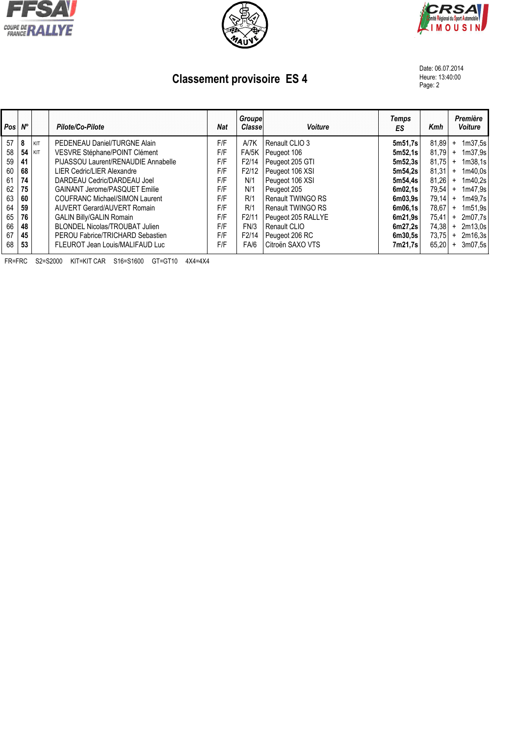# Classement provisoire ES 4

Date: 06.07.2014
Heure: 13:40:00

| Pos | N° | | Pilote/Co-Pilote | Nat | Groupe Classe | Voiture | Temps ES | Kmh | Première Voiture |
|---|---|---|---|---|---|---|---|---|---|
| 57 | **8** | KIT | PEDENEAU Daniel/TURGNE Alain | F/F | A/7K | Renault CLIO 3 | **5m51,7s** | 81,89 | + 1m37,5s |
| 58 | **54** | KIT | VESVRE Stéphane/POINT Clément | F/F | FA/5K | Peugeot 106 | **5m52,1s** | 81,79 | + 1m37,9s |
| 59 | **41** | | PIJASSOU Laurent/RENAUDIE Annabelle | F/F | F2/14 | Peugeot 205 GTI | **5m52,3s** | 81,75 | + 1m38,1s |
| 60 | **68** | | LIER Cedric/LIER Alexandre | F/F | F2/12 | Peugeot 106 XSI | **5m54,2s** | 81,31 | + 1m40,0s |
| 61 | **74** | | DARDEAU Cedric/DARDEAU Joel | F/F | N/1 | Peugeot 106 XSI | **5m54,4s** | 81,26 | + 1m40,2s |
| 62 | **75** | | GAINANT Jerome/PASQUET Emilie | F/F | N/1 | Peugeot 205 | **6m02,1s** | 79,54 | + 1m47,9s |
| 63 | **60** | | COUFRANC Michael/SIMON Laurent | F/F | R/1 | Renault TWINGO RS | **6m03,9s** | 79,14 | + 1m49,7s |
| 64 | **59** | | AUVERT Gerard/AUVERT Romain | F/F | R/1 | Renault TWINGO RS | **6m06,1s** | 78,67 | + 1m51,9s |
| 65 | **76** | | GALIN Billy/GALIN Romain | F/F | F2/11 | Peugeot 205 RALLYE | **6m21,9s** | 75,41 | + 2m07,7s |
| 66 | **48** | | BLONDEL Nicolas/TROUBAT Julien | F/F | FN/3 | Renault CLIO | **6m27,2s** | 74,38 | + 2m13,0s |
| 67 | **45** | | PEROU Fabrice/TRICHARD Sebastien | F/F | F2/14 | Peugeot 206 RC | **6m30,5s** | 73,75 | + 2m16,3s |
| 68 | **53** | | FLEUROT Jean Louis/MALIFAUD Luc | F/F | FA/6 | Citroën SAXO VTS | **7m21,7s** | 65,20 | + 3m07,5s |

FR=FRC S2=S2000 KIT=KIT CAR S16=S1600 GT=GT10 4X4=4X4